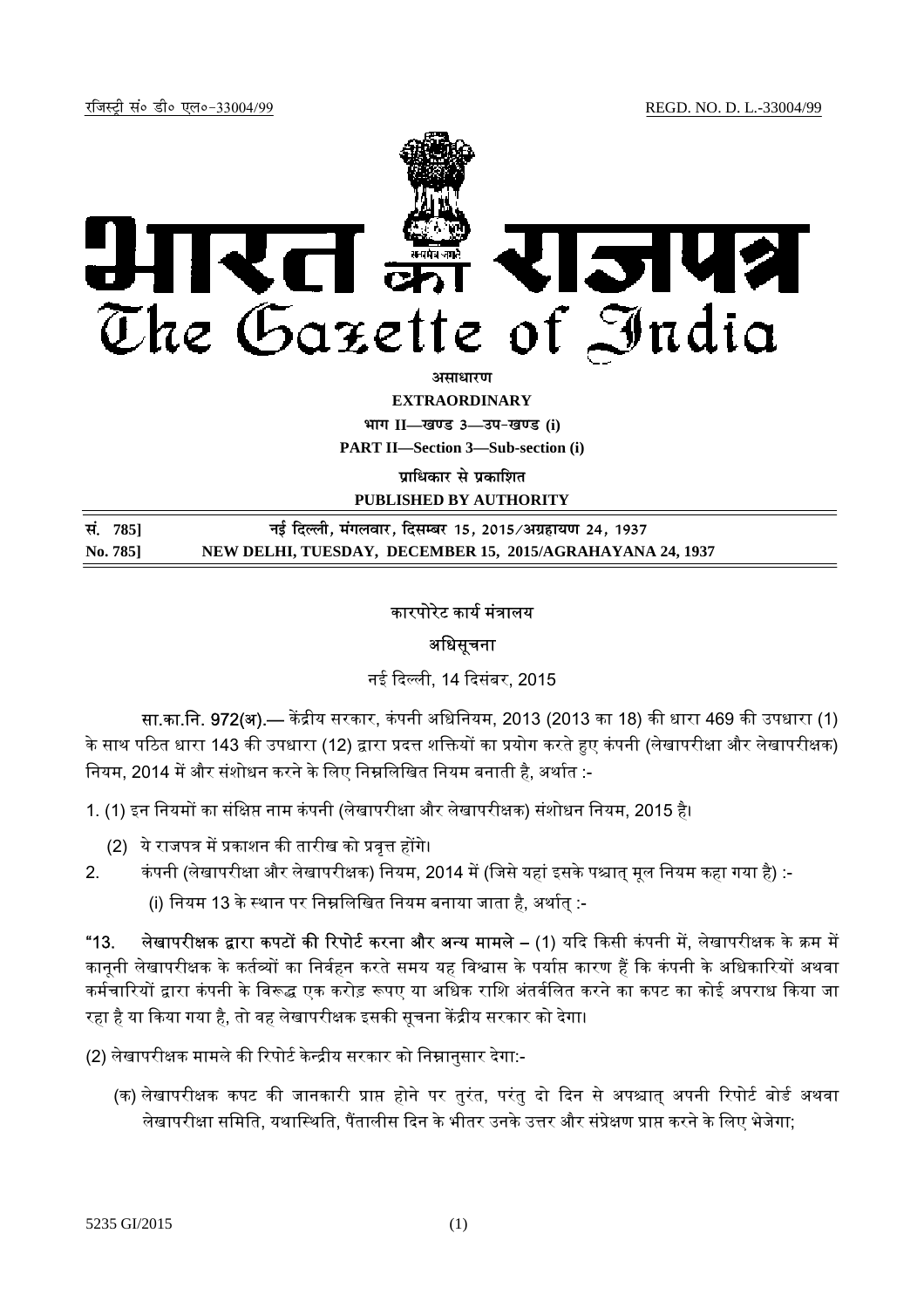रजिस्ट्री सं० डी० एल०-33004/99 REGD. NO. D. L.-33004/99

# भारत का राजपत्र
# The Gazette of India

**असाधारण**

**EXTRAORDINARY**

**भाग II—खण्ड 3—उप-खण्ड (i)**

**PART II—Section 3—Sub-section (i)**

**प्राधिकार से प्रकाशित**

**PUBLISHED BY AUTHORITY**

| सं. 785] | नई दिल्ली, मंगलवार, दिसम्बर 15, 2015/अग्रहायण 24, 1937 |
|---|---|
| **No. 785]** | **NEW DELHI, TUESDAY, DECEMBER 15, 2015/AGRAHAYANA 24, 1937** |

कारपोरेट कार्य मंत्रालय

अधिसूचना

नई दिल्ली, 14 दिसंबर, 2015

सा.का.नि. 972(अ).— केंद्रीय सरकार, कंपनी अधिनियम, 2013 (2013 का 18) की धारा 469 की उपधारा (1) के साथ पठित धारा 143 की उपधारा (12) द्वारा प्रदत्त शक्तियों का प्रयोग करते हुए कंपनी (लेखापरीक्षा और लेखापरीक्षक) नियम, 2014 में और संशोधन करने के लिए निम्नलिखित नियम बनाती है, अर्थात :-

1. (1) इन नियमों का संक्षिप्त नाम कंपनी (लेखापरीक्षा और लेखापरीक्षक) संशोधन नियम, 2015 है।

(2) ये राजपत्र में प्रकाशन की तारीख को प्रवृत्त होंगे।

2. कंपनी (लेखापरीक्षा और लेखापरीक्षक) नियम, 2014 में (जिसे यहां इसके पश्चात् मूल नियम कहा गया है) :-

(i) नियम 13 के स्थान पर निम्नलिखित नियम बनाया जाता है, अर्थात् :-

"13. **लेखापरीक्षक द्वारा कपटों की रिपोर्ट करना और अन्य मामले** – (1) यदि किसी कंपनी में, लेखापरीक्षक के क्रम में कानूनी लेखापरीक्षक के कर्तव्यों का निर्वहन करते समय यह विश्वास के पर्याप्त कारण हैं कि कंपनी के अधिकारियों अथवा कर्मचारियों द्वारा कंपनी के विरूद्ध एक करोड़ रूपए या अधिक राशि अंतर्वलित करने का कपट का कोई अपराध किया जा रहा है या किया गया है, तो वह लेखापरीक्षक इसकी सूचना केंद्रीय सरकार को देगा।

(2) लेखापरीक्षक मामले की रिपोर्ट केन्द्रीय सरकार को निम्नानुसार देगा:-

(क) लेखापरीक्षक कपट की जानकारी प्राप्त होने पर तुरंत, परंतु दो दिन से अपश्चात् अपनी रिपोर्ट बोर्ड अथवा लेखापरीक्षा समिति, यथास्थिति, पैंतालीस दिन के भीतर उनके उत्तर और संप्रेक्षण प्राप्त करने के लिए भेजेगा;

5235 GI/2015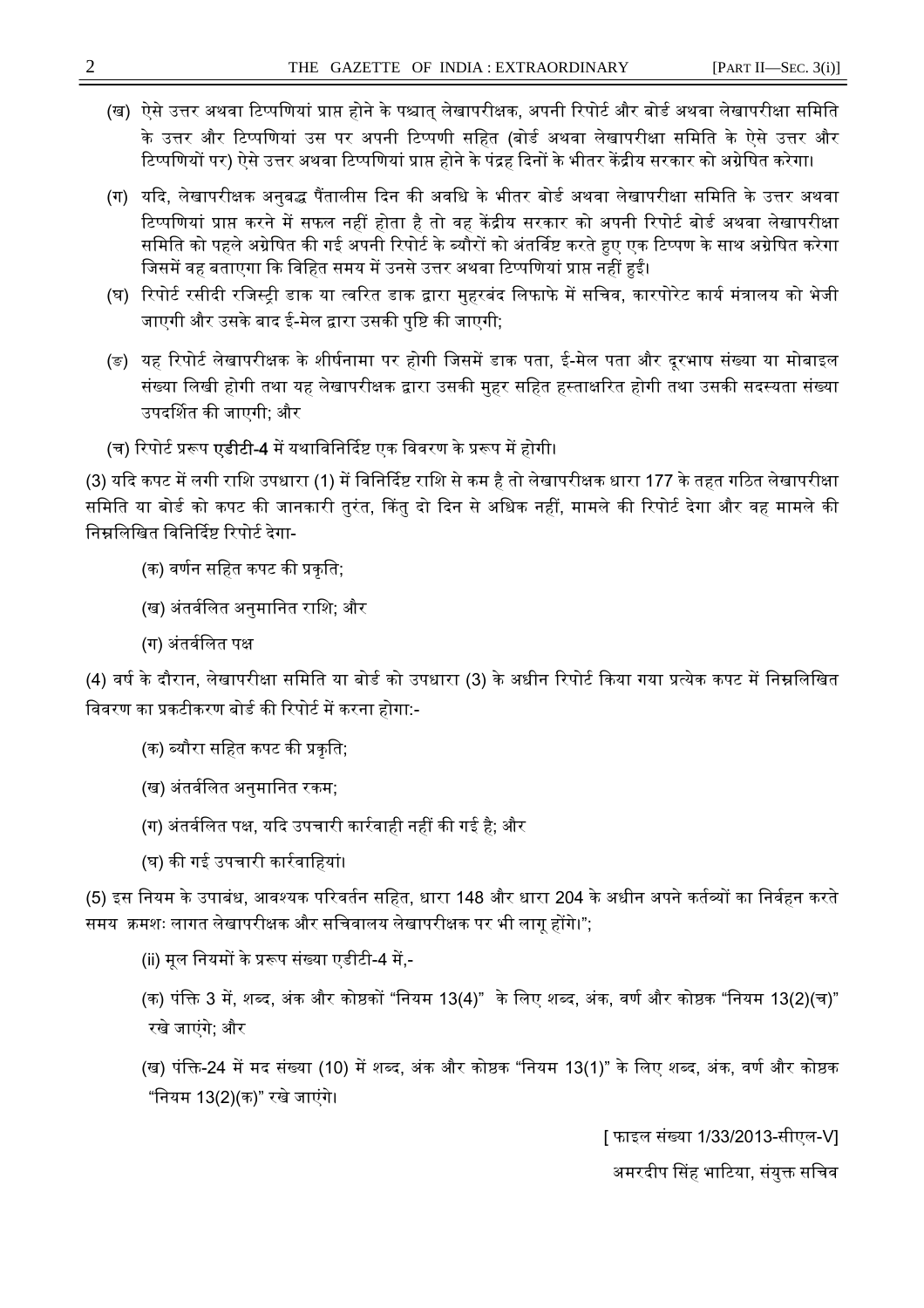(ख) ऐसे उत्तर अथवा टिप्पणियां प्राप्त होने के पश्चात् लेखापरीक्षक, अपनी रिपोर्ट और बोर्ड अथवा लेखापरीक्षा समिति के उत्तर और टिप्पणियां उस पर अपनी टिप्पणी सहित (बोर्ड अथवा लेखापरीक्षा समिति के ऐसे उत्तर और टिप्पणियों पर) ऐसे उत्तर अथवा टिप्पणियां प्राप्त होने के पंद्रह दिनों के भीतर केंद्रीय सरकार को अग्रेषित करेगा।

(ग) यदि, लेखापरीक्षक अनुबद्ध पैंतालीस दिन की अवधि के भीतर बोर्ड अथवा लेखापरीक्षा समिति के उत्तर अथवा टिप्पणियां प्राप्त करने में सफल नहीं होता है तो वह केंद्रीय सरकार को अपनी रिपोर्ट बोर्ड अथवा लेखापरीक्षा समिति को पहले अग्रेषित की गई अपनी रिपोर्ट के ब्यौरों को अंतर्विष्ट करते हुए एक टिप्पण के साथ अग्रेषित करेगा जिसमें वह बताएगा कि विहित समय में उनसे उत्तर अथवा टिप्पणियां प्राप्त नहीं हुई।

(घ) रिपोर्ट रसीदी रजिस्ट्री डाक या त्वरित डाक द्वारा मुहरबंद लिफाफे में सचिव, कारपोरेट कार्य मंत्रालय को भेजी जाएगी और उसके बाद ई-मेल द्वारा उसकी पुष्टि की जाएगी;

(ङ) यह रिपोर्ट लेखापरीक्षक के शीर्षनामा पर होगी जिसमें डाक पता, ई-मेल पता और दूरभाष संख्या या मोबाइल संख्या लिखी होगी तथा यह लेखापरीक्षक द्वारा उसकी मुहर सहित हस्ताक्षरित होगी तथा उसकी सदस्यता संख्या उपदर्शित की जाएगी; और

(च) रिपोर्ट प्ररूप **एडीटी-4** में यथाविनिर्दिष्ट एक विवरण के प्ररूप में होगी।

(3) यदि कपट में लगी राशि उपधारा (1) में विनिर्दिष्ट राशि से कम है तो लेखापरीक्षक धारा 177 के तहत गठित लेखापरीक्षा समिति या बोर्ड को कपट की जानकारी तुरंत, किंतु दो दिन से अधिक नहीं, मामले की रिपोर्ट देगा और वह मामले की निम्नलिखित विनिर्दिष्ट रिपोर्ट देगा-

(क) वर्णन सहित कपट की प्रकृति;

(ख) अंतर्वलित अनुमानित राशि; और

(ग) अंतर्वलित पक्ष

(4) वर्ष के दौरान, लेखापरीक्षा समिति या बोर्ड को उपधारा (3) के अधीन रिपोर्ट किया गया प्रत्येक कपट में निम्नलिखित विवरण का प्रकटीकरण बोर्ड की रिपोर्ट में करना होगा:-

(क) ब्यौरा सहित कपट की प्रकृति;

(ख) अंतर्वलित अनुमानित रकम;

(ग) अंतर्वलित पक्ष, यदि उपचारी कार्रवाही नहीं की गई है; और

(घ) की गई उपचारी कार्रवाहियां।

(5) इस नियम के उपाबंध, आवश्यक परिवर्तन सहित, धारा 148 और धारा 204 के अधीन अपने कर्तव्यों का निर्वहन करते समय क्रमशः लागत लेखापरीक्षक और सचिवालय लेखापरीक्षक पर भी लागू होंगे।";

(ii) मूल नियमों के प्ररूप संख्या एडीटी-4 में,-

(क) पंक्ति 3 में, शब्द, अंक और कोष्ठकों "नियम 13(4)" के लिए शब्द, अंक, वर्ण और कोष्ठक "नियम 13(2)(च)" रखे जाएंगे; और

(ख) पंक्ति-24 में मद संख्या (10) में शब्द, अंक और कोष्ठक "नियम 13(1)" के लिए शब्द, अंक, वर्ण और कोष्ठक "नियम 13(2)(क)" रखे जाएंगे।

[ फाइल संख्या 1/33/2013-सीएल-V]

अमरदीप सिंह भाटिया, संयुक्त सचिव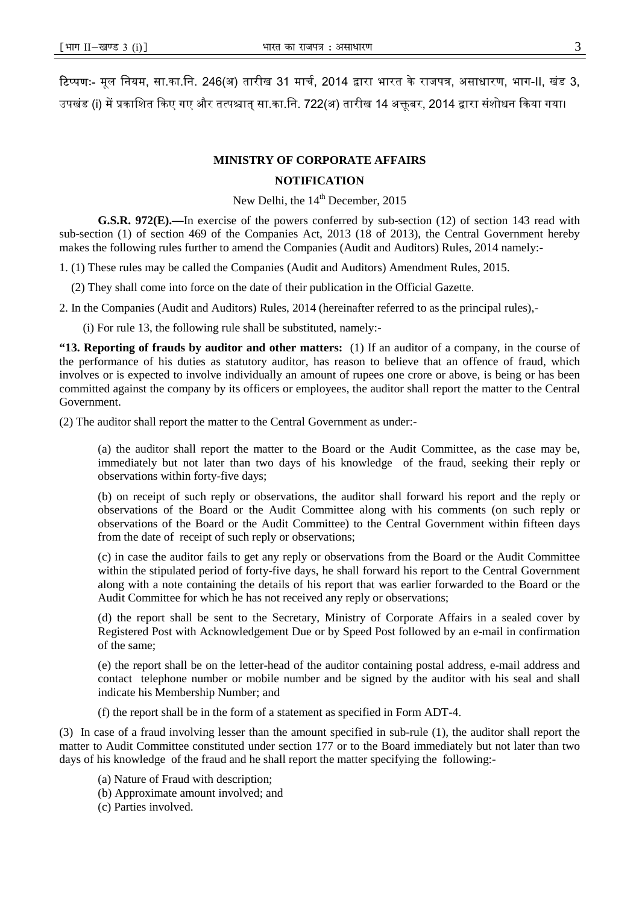टिप्पणः- मूल नियम, सा.का.नि. 246(अ) तारीख 31 मार्च, 2014 द्वारा भारत के राजपत्र, असाधारण, भाग-II, खंड 3, उपखंड (i) में प्रकाशित किए गए और तत्पश्चात् सा.का.नि. 722(अ) तारीख 14 अक्तूबर, 2014 द्वारा संशोधन किया गया।

## MINISTRY OF CORPORATE AFFAIRS

### NOTIFICATION

New Delhi, the 14th December, 2015

**G.S.R. 972(E).—**In exercise of the powers conferred by sub-section (12) of section 143 read with sub-section (1) of section 469 of the Companies Act, 2013 (18 of 2013), the Central Government hereby makes the following rules further to amend the Companies (Audit and Auditors) Rules, 2014 namely:-

1. (1) These rules may be called the Companies (Audit and Auditors) Amendment Rules, 2015.

(2) They shall come into force on the date of their publication in the Official Gazette.

2. In the Companies (Audit and Auditors) Rules, 2014 (hereinafter referred to as the principal rules),-

(i) For rule 13, the following rule shall be substituted, namely:-

**"13. Reporting of frauds by auditor and other matters:** (1) If an auditor of a company, in the course of the performance of his duties as statutory auditor, has reason to believe that an offence of fraud, which involves or is expected to involve individually an amount of rupees one crore or above, is being or has been committed against the company by its officers or employees, the auditor shall report the matter to the Central Government.

(2) The auditor shall report the matter to the Central Government as under:-

(a) the auditor shall report the matter to the Board or the Audit Committee, as the case may be, immediately but not later than two days of his knowledge of the fraud, seeking their reply or observations within forty-five days;

(b) on receipt of such reply or observations, the auditor shall forward his report and the reply or observations of the Board or the Audit Committee along with his comments (on such reply or observations of the Board or the Audit Committee) to the Central Government within fifteen days from the date of receipt of such reply or observations;

(c) in case the auditor fails to get any reply or observations from the Board or the Audit Committee within the stipulated period of forty-five days, he shall forward his report to the Central Government along with a note containing the details of his report that was earlier forwarded to the Board or the Audit Committee for which he has not received any reply or observations;

(d) the report shall be sent to the Secretary, Ministry of Corporate Affairs in a sealed cover by Registered Post with Acknowledgement Due or by Speed Post followed by an e-mail in confirmation of the same;

(e) the report shall be on the letter-head of the auditor containing postal address, e-mail address and contact telephone number or mobile number and be signed by the auditor with his seal and shall indicate his Membership Number; and

(f) the report shall be in the form of a statement as specified in Form ADT-4.

(3) In case of a fraud involving lesser than the amount specified in sub-rule (1), the auditor shall report the matter to Audit Committee constituted under section 177 or to the Board immediately but not later than two days of his knowledge of the fraud and he shall report the matter specifying the following:-

(a) Nature of Fraud with description;
(b) Approximate amount involved; and
(c) Parties involved.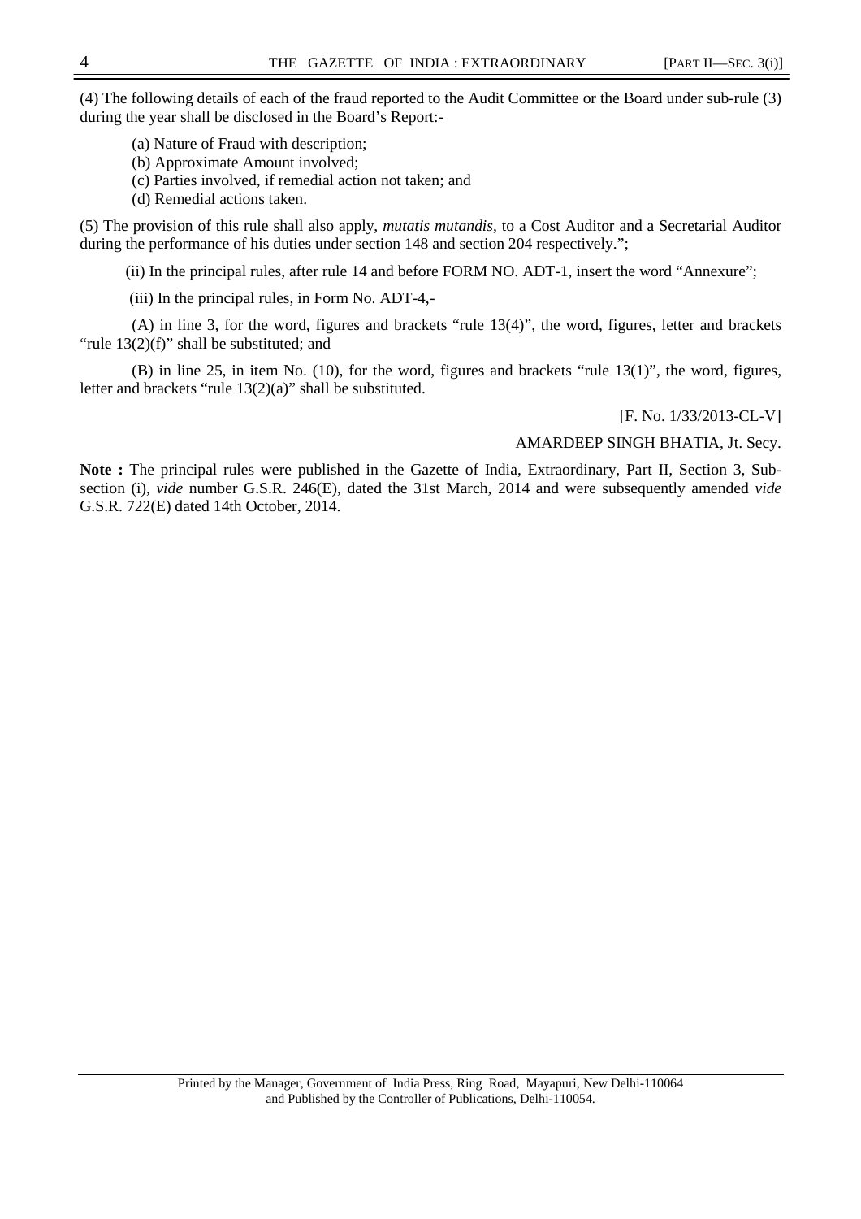(4) The following details of each of the fraud reported to the Audit Committee or the Board under sub-rule (3) during the year shall be disclosed in the Board's Report:-

(a) Nature of Fraud with description;

(b) Approximate Amount involved;

(c) Parties involved, if remedial action not taken; and

(d) Remedial actions taken.

(5) The provision of this rule shall also apply, *mutatis mutandis*, to a Cost Auditor and a Secretarial Auditor during the performance of his duties under section 148 and section 204 respectively.";

(ii) In the principal rules, after rule 14 and before FORM NO. ADT-1, insert the word "Annexure";

(iii) In the principal rules, in Form No. ADT-4,-

(A) in line 3, for the word, figures and brackets "rule 13(4)", the word, figures, letter and brackets "rule 13(2)(f)" shall be substituted; and

(B) in line 25, in item No. (10), for the word, figures and brackets "rule 13(1)", the word, figures, letter and brackets "rule 13(2)(a)" shall be substituted.

[F. No. 1/33/2013-CL-V]

AMARDEEP SINGH BHATIA, Jt. Secy.

**Note :** The principal rules were published in the Gazette of India, Extraordinary, Part II, Section 3, Sub-section (i), *vide* number G.S.R. 246(E), dated the 31st March, 2014 and were subsequently amended *vide* G.S.R. 722(E) dated 14th October, 2014.

Printed by the Manager, Government of India Press, Ring Road, Mayapuri, New Delhi-110064
and Published by the Controller of Publications, Delhi-110054.